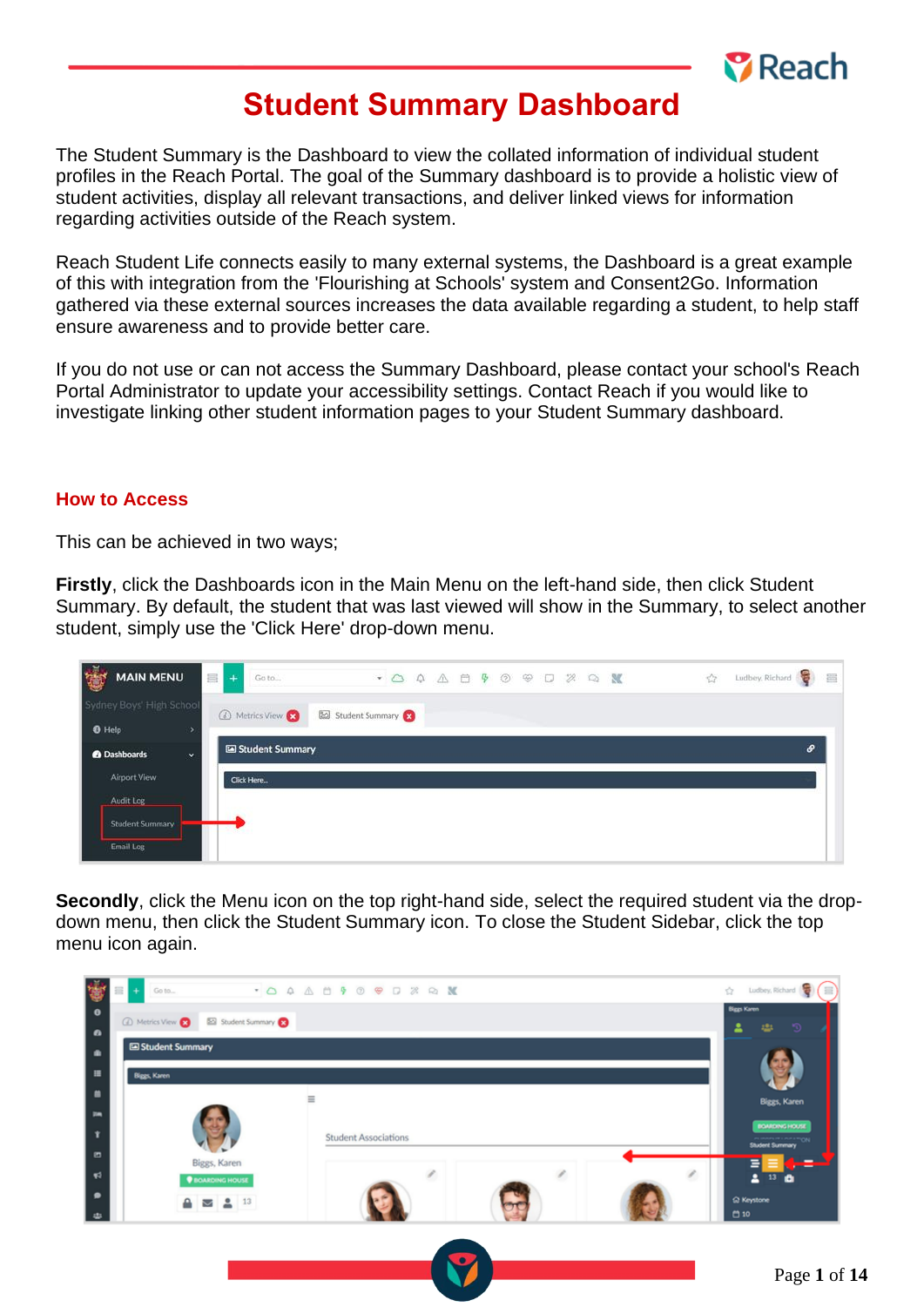# Student Summary Dashboard

The Student Summary is the Dashboard to view the collated information of individual student profiles in the Reach Portal. The goal of the Summary dashboard is to provide a holistic view of student activities, display all relevant transactions, and deliver linked views for information regarding activities outside of the Reach system.

Reach Student Life connects easily to many external systems, the Dashboard is a great example of this with integration from the 'Flourishing at Schools' system and Consent2Go. Information gathered via these external sources increases the data available regarding a student, to help staff ensure awareness and to provide better care.

If you do not use or can not access the Summary Dashboard, please contact your school's Reach Portal Administrator to update your accessibility settings. Contact Reach if you would like to investigate linking other student information pages to your Student Summary dashboard.

## How to Access

This can be achieved in two ways;

**Firstly**, click the Dashboards icon in the Main Menu on the left-hand side, then click Student Summary. By default, the student that was last viewed will show in the Summary, to select another student, simply use the 'Click Here' drop-down menu.

**Secondly**, click the Menu icon on the top right-hand side, select the required student via the drop-down menu, then click the Student Summary icon. To close the Student Sidebar, click the top menu icon again.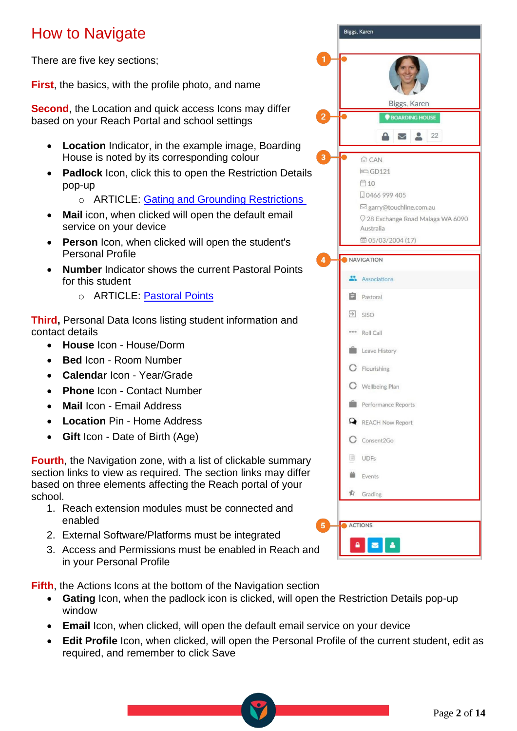# How to Navigate

There are five key sections;

**First**, the basics, with the profile photo, and name

**Second**, the Location and quick access Icons may differ based on your Reach Portal and school settings

- **Location** Indicator, in the example image, Boarding House is noted by its corresponding colour
- **Padlock** Icon, click this to open the Restriction Details pop-up
  - ARTICLE: Gating and Grounding Restrictions
- **Mail** icon, when clicked will open the default email service on your device
- **Person** Icon, when clicked will open the student's Personal Profile
- **Number** Indicator shows the current Pastoral Points for this student
  - ARTICLE: Pastoral Points

**Third**, Personal Data Icons listing student information and contact details

- **House** Icon - House/Dorm
- **Bed** Icon - Room Number
- **Calendar** Icon - Year/Grade
- **Phone** Icon - Contact Number
- **Mail** Icon - Email Address
- **Location** Pin - Home Address
- **Gift** Icon - Date of Birth (Age)

**Fourth**, the Navigation zone, with a list of clickable summary section links to view as required. The section links may differ based on three elements affecting the Reach portal of your school.

1. Reach extension modules must be connected and enabled
2. External Software/Platforms must be integrated
3. Access and Permissions must be enabled in Reach and in your Personal Profile

**Fifth**, the Actions Icons at the bottom of the Navigation section

- **Gating** Icon, when the padlock icon is clicked, will open the Restriction Details pop-up window
- **Email** Icon, when clicked, will open the default email service on your device
- **Edit Profile** Icon, when clicked, will open the Personal Profile of the current student, edit as required, and remember to click Save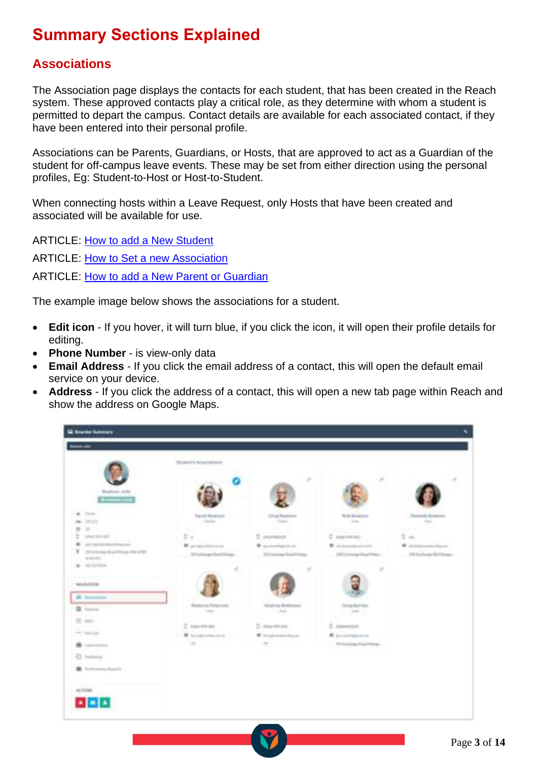# Summary Sections Explained

## Associations

The Association page displays the contacts for each student, that has been created in the Reach system. These approved contacts play a critical role, as they determine with whom a student is permitted to depart the campus. Contact details are available for each associated contact, if they have been entered into their personal profile.

Associations can be Parents, Guardians, or Hosts, that are approved to act as a Guardian of the student for off-campus leave events. These may be set from either direction using the personal profiles, Eg: Student-to-Host or Host-to-Student.

When connecting hosts within a Leave Request, only Hosts that have been created and associated will be available for use.

ARTICLE: How to add a New Student

ARTICLE: How to Set a new Association

ARTICLE: How to add a New Parent or Guardian

The example image below shows the associations for a student.

- **Edit icon** - If you hover, it will turn blue, if you click the icon, it will open their profile details for editing.
- **Phone Number** - is view-only data
- **Email Address** - If you click the email address of a contact, this will open the default email service on your device.
- **Address** - If you click the address of a contact, this will open a new tab page within Reach and show the address on Google Maps.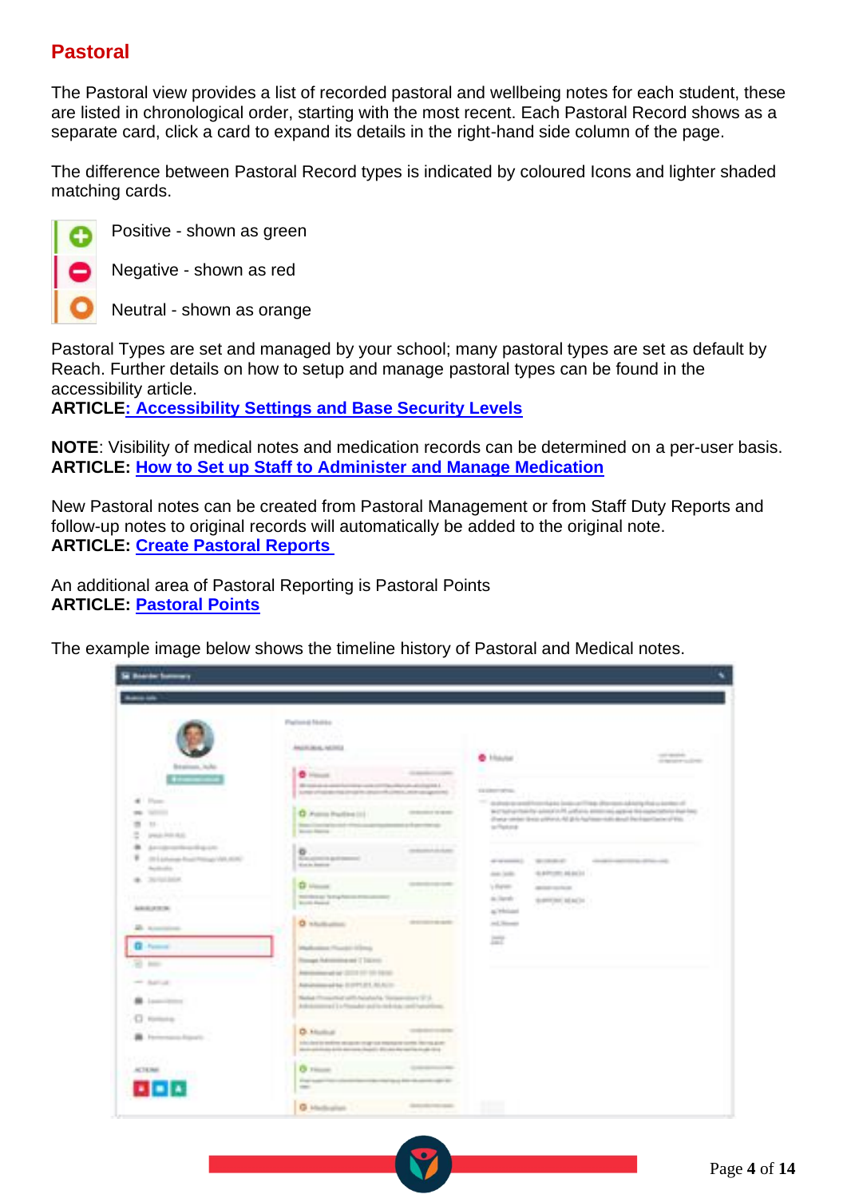## Pastoral

The Pastoral view provides a list of recorded pastoral and wellbeing notes for each student, these are listed in chronological order, starting with the most recent. Each Pastoral Record shows as a separate card, click a card to expand its details in the right-hand side column of the page.

The difference between Pastoral Record types is indicated by coloured Icons and lighter shaded matching cards.

- Positive - shown as green
- Negative - shown as red
- Neutral - shown as orange

Pastoral Types are set and managed by your school; many pastoral types are set as default by Reach. Further details on how to setup and manage pastoral types can be found in the accessibility article.
**ARTICLE: Accessibility Settings and Base Security Levels**

**NOTE**: Visibility of medical notes and medication records can be determined on a per-user basis.
**ARTICLE: How to Set up Staff to Administer and Manage Medication**

New Pastoral notes can be created from Pastoral Management or from Staff Duty Reports and follow-up notes to original records will automatically be added to the original note.
**ARTICLE: Create Pastoral Reports**

An additional area of Pastoral Reporting is Pastoral Points
**ARTICLE: Pastoral Points**

The example image below shows the timeline history of Pastoral and Medical notes.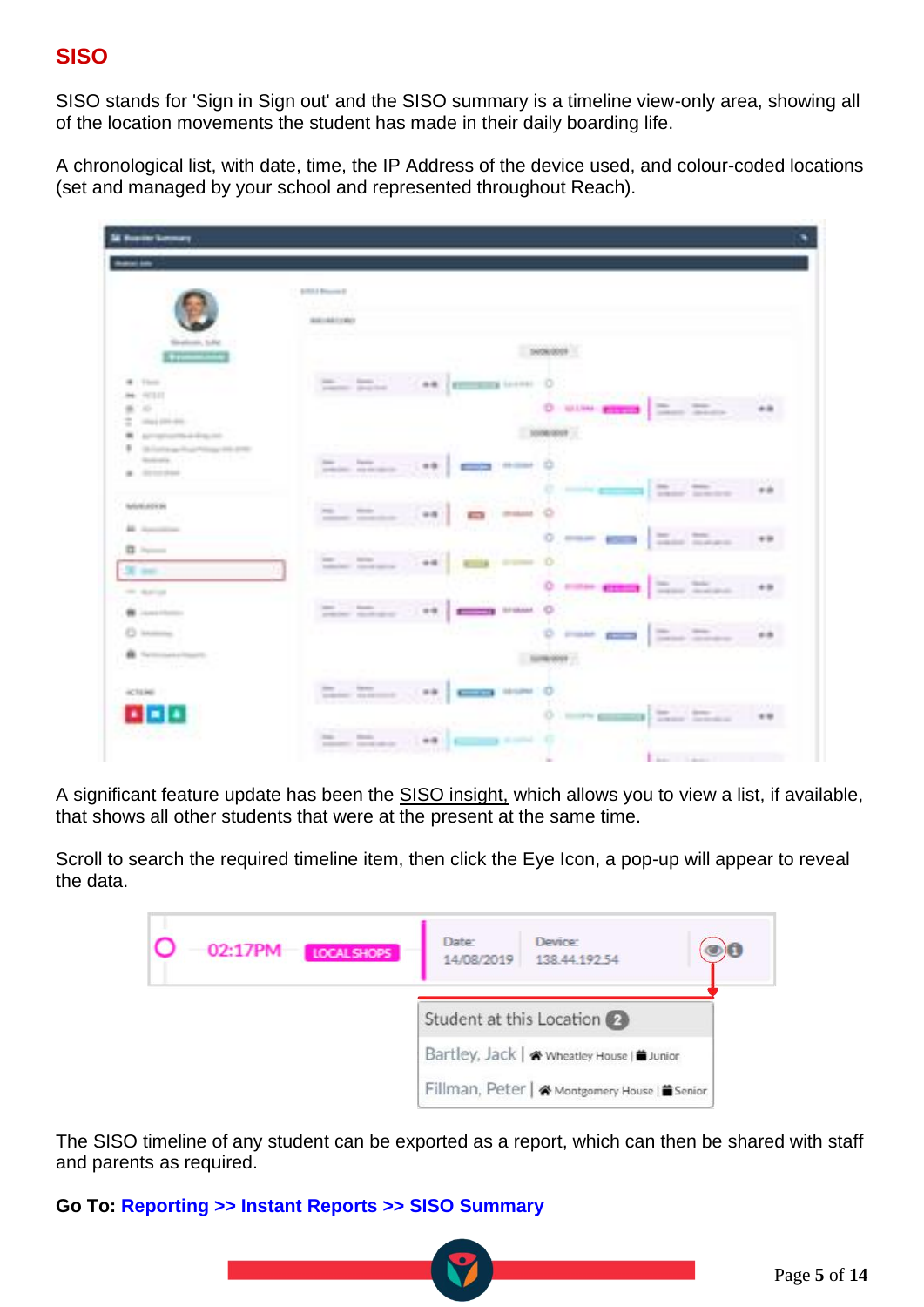# SISO

SISO stands for 'Sign in Sign out' and the SISO summary is a timeline view-only area, showing all of the location movements the student has made in their daily boarding life.

A chronological list, with date, time, the IP Address of the device used, and colour-coded locations (set and managed by your school and represented throughout Reach).

A significant feature update has been the SISO insight, which allows you to view a list, if available, that shows all other students that were at the present at the same time.

Scroll to search the required timeline item, then click the Eye Icon, a pop-up will appear to reveal the data.

The SISO timeline of any student can be exported as a report, which can then be shared with staff and parents as required.

**Go To: Reporting >> Instant Reports >> SISO Summary**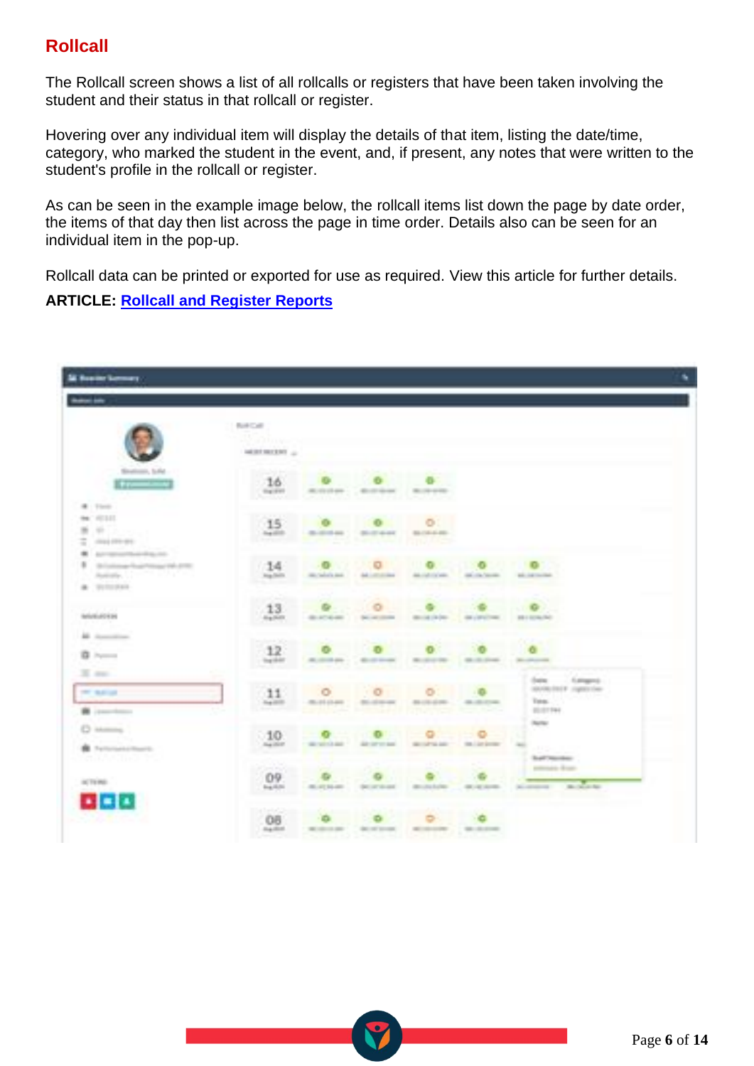## Rollcall

The Rollcall screen shows a list of all rollcalls or registers that have been taken involving the student and their status in that rollcall or register.

Hovering over any individual item will display the details of that item, listing the date/time, category, who marked the student in the event, and, if present, any notes that were written to the student's profile in the rollcall or register.

As can be seen in the example image below, the rollcall items list down the page by date order, the items of that day then list across the page in time order. Details also can be seen for an individual item in the pop-up.

Rollcall data can be printed or exported for use as required. View this article for further details.

**ARTICLE: Rollcall and Register Reports**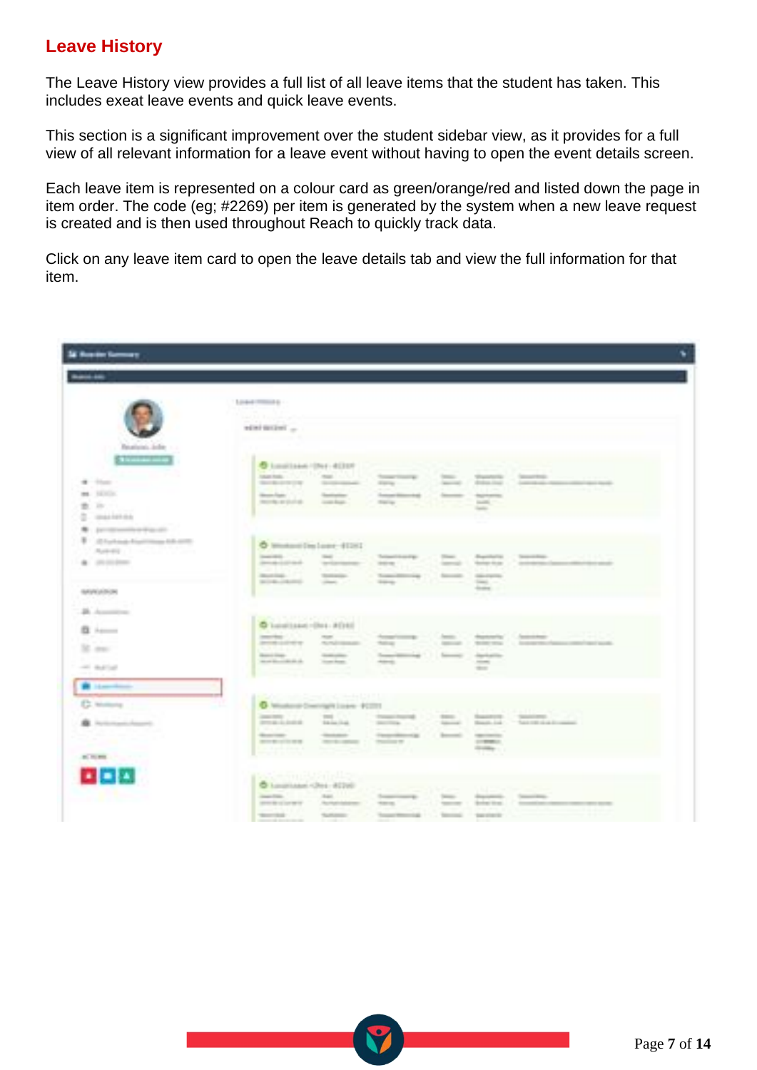## Leave History

The Leave History view provides a full list of all leave items that the student has taken. This includes exeat leave events and quick leave events.

This section is a significant improvement over the student sidebar view, as it provides for a full view of all relevant information for a leave event without having to open the event details screen.

Each leave item is represented on a colour card as green/orange/red and listed down the page in item order. The code (eg; #2269) per item is generated by the system when a new leave request is created and is then used throughout Reach to quickly track data.

Click on any leave item card to open the leave details tab and view the full information for that item.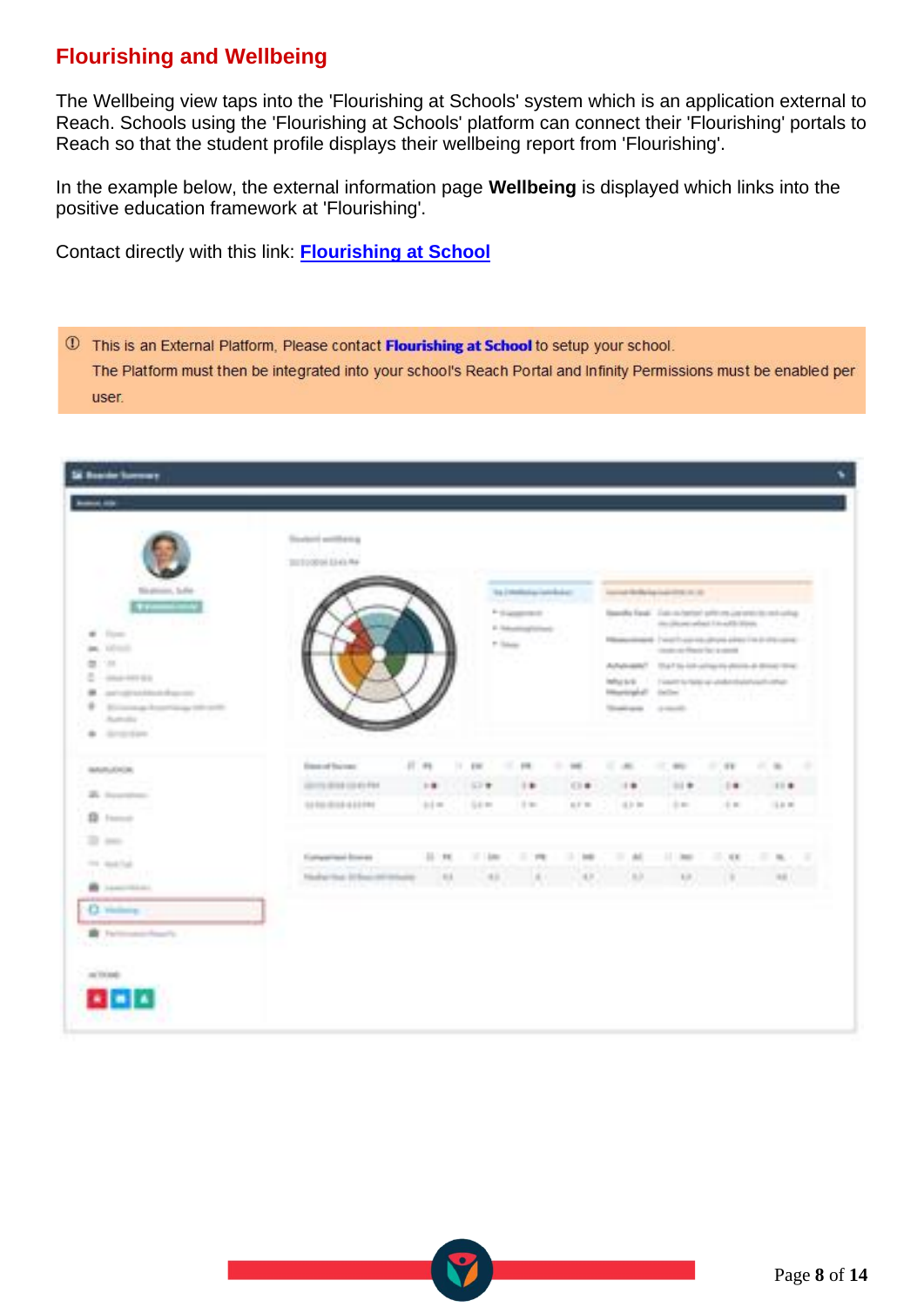## Flourishing and Wellbeing

The Wellbeing view taps into the 'Flourishing at Schools' system which is an application external to Reach. Schools using the 'Flourishing at Schools' platform can connect their 'Flourishing' portals to Reach so that the student profile displays their wellbeing report from 'Flourishing'.

In the example below, the external information page **Wellbeing** is displayed which links into the positive education framework at 'Flourishing'.

Contact directly with this link: **[Flourishing at School]**

> ⓘ This is an External Platform, Please contact **Flourishing at School** to setup your school.
> The Platform must then be integrated into your school's Reach Portal and Infinity Permissions must be enabled per user.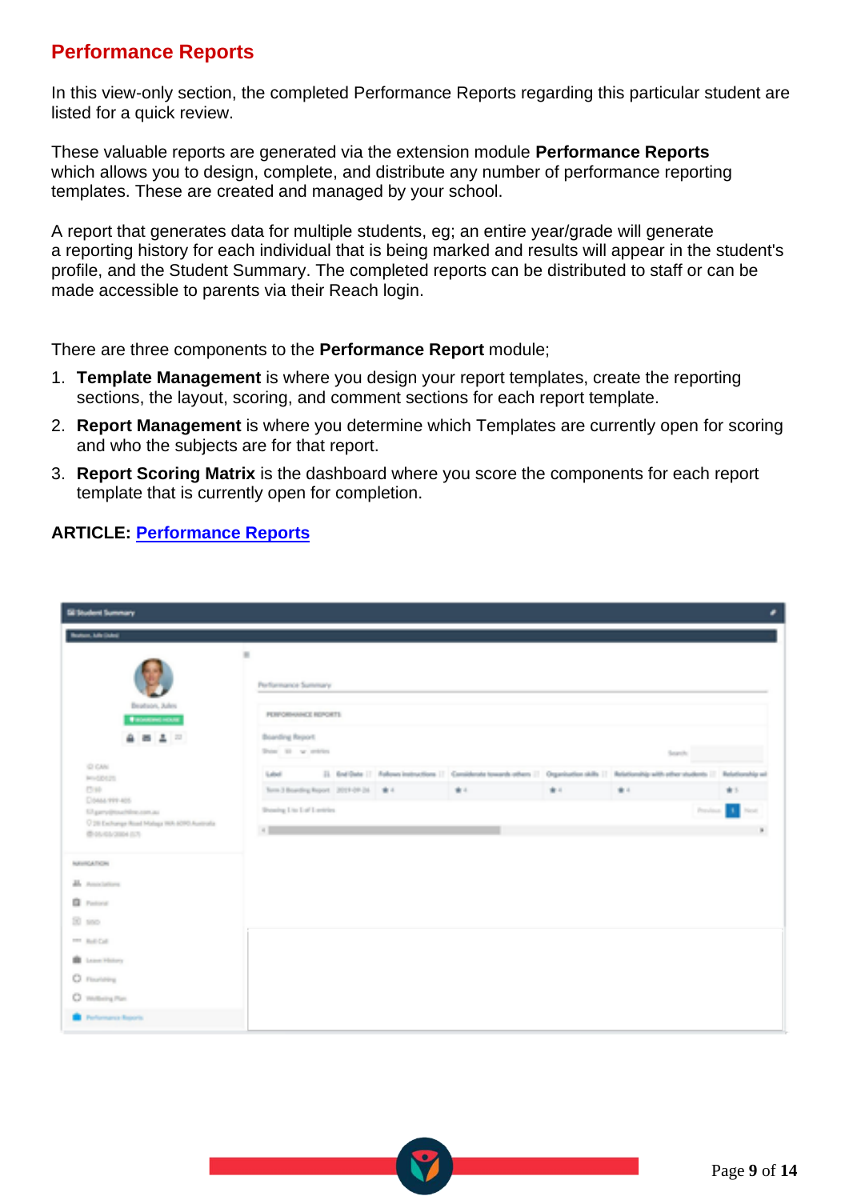## Performance Reports

In this view-only section, the completed Performance Reports regarding this particular student are listed for a quick review.

These valuable reports are generated via the extension module **Performance Reports** which allows you to design, complete, and distribute any number of performance reporting templates. These are created and managed by your school.

A report that generates data for multiple students, eg; an entire year/grade will generate a reporting history for each individual that is being marked and results will appear in the student's profile, and the Student Summary. The completed reports can be distributed to staff or can be made accessible to parents via their Reach login.

There are three components to the **Performance Report** module;

1. **Template Management** is where you design your report templates, create the reporting sections, the layout, scoring, and comment sections for each report template.
2. **Report Management** is where you determine which Templates are currently open for scoring and who the subjects are for that report.
3. **Report Scoring Matrix** is the dashboard where you score the components for each report template that is currently open for completion.

**ARTICLE: Performance Reports**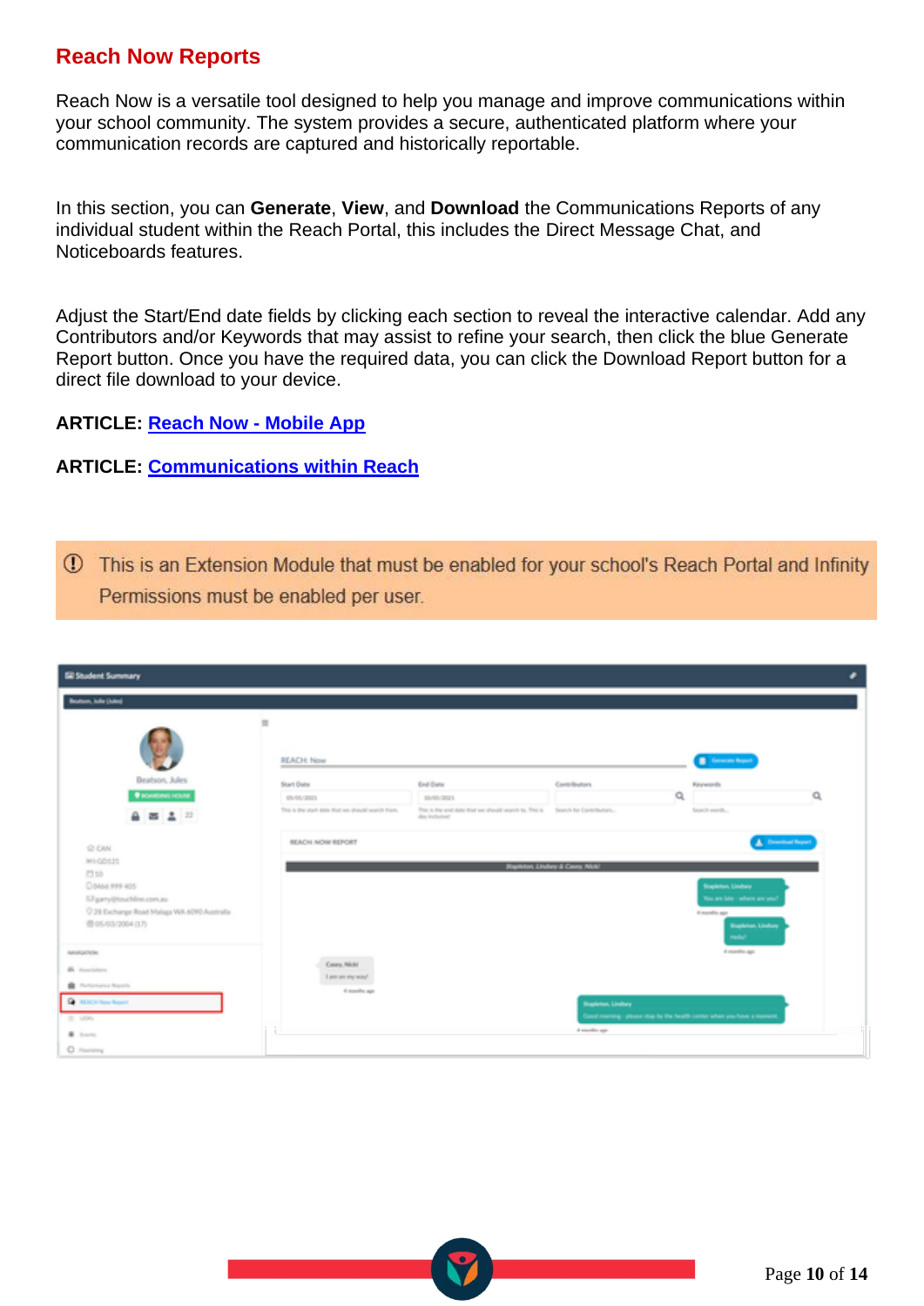## Reach Now Reports

Reach Now is a versatile tool designed to help you manage and improve communications within your school community. The system provides a secure, authenticated platform where your communication records are captured and historically reportable.

In this section, you can **Generate**, **View**, and **Download** the Communications Reports of any individual student within the Reach Portal, this includes the Direct Message Chat, and Noticeboards features.

Adjust the Start/End date fields by clicking each section to reveal the interactive calendar. Add any Contributors and/or Keywords that may assist to refine your search, then click the blue Generate Report button. Once you have the required data, you can click the Download Report button for a direct file download to your device.

**ARTICLE:** [Reach Now - Mobile App]

**ARTICLE:** [Communications within Reach]

> ⓘ This is an Extension Module that must be enabled for your school's Reach Portal and Infinity Permissions must be enabled per user.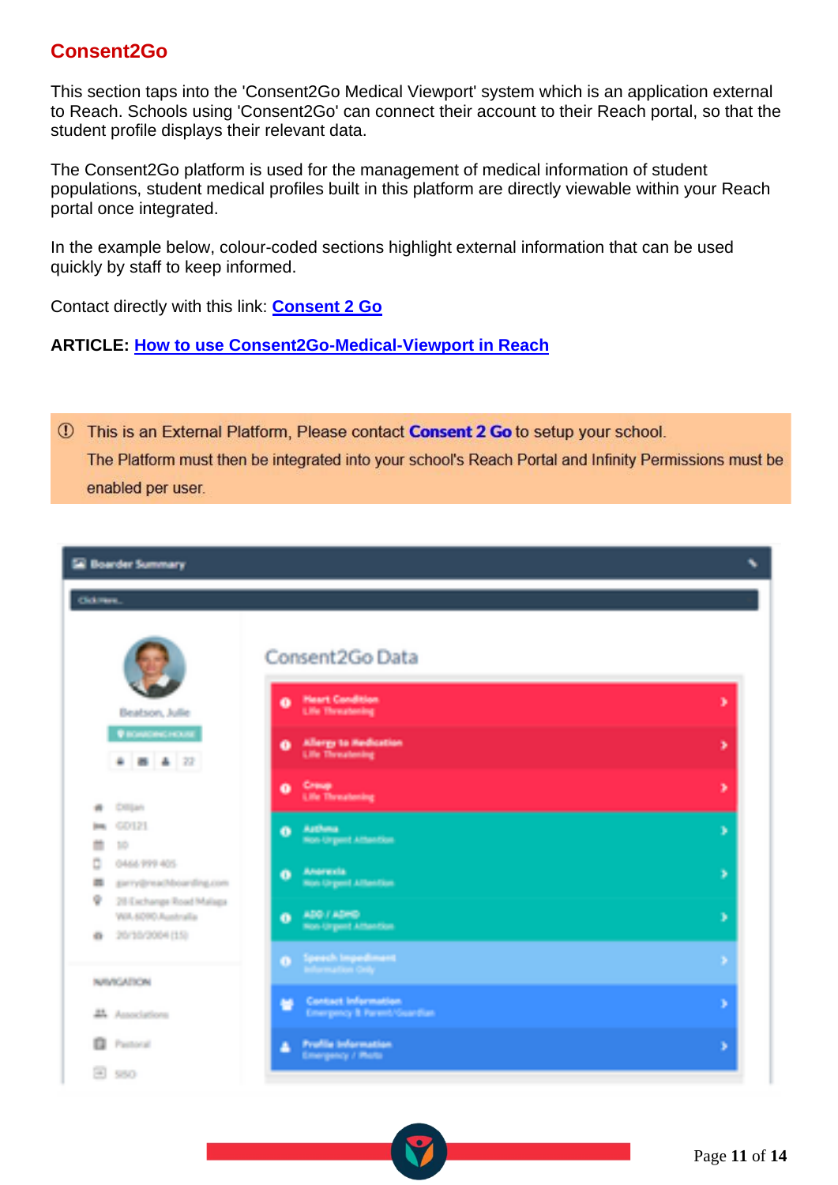## Consent2Go

This section taps into the 'Consent2Go Medical Viewport' system which is an application external to Reach. Schools using 'Consent2Go' can connect their account to their Reach portal, so that the student profile displays their relevant data.

The Consent2Go platform is used for the management of medical information of student populations, student medical profiles built in this platform are directly viewable within your Reach portal once integrated.

In the example below, colour-coded sections highlight external information that can be used quickly by staff to keep informed.

Contact directly with this link: [Consent 2 Go]

**ARTICLE:** [How to use Consent2Go-Medical-Viewport in Reach]

> ⓘ This is an External Platform, Please contact **Consent 2 Go** to setup your school.
> The Platform must then be integrated into your school's Reach Portal and Infinity Permissions must be enabled per user.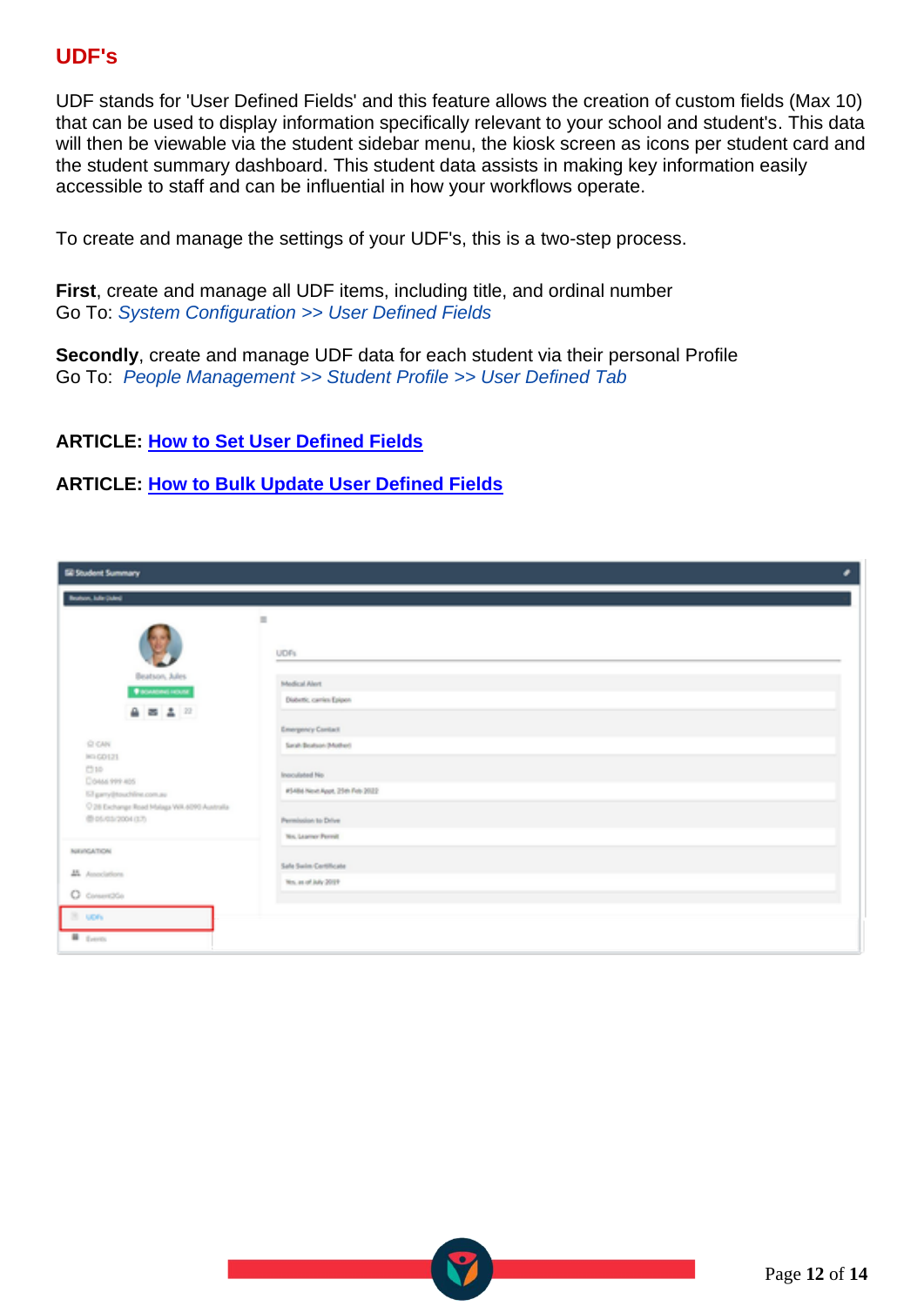# UDF's

UDF stands for 'User Defined Fields' and this feature allows the creation of custom fields (Max 10) that can be used to display information specifically relevant to your school and student's. This data will then be viewable via the student sidebar menu, the kiosk screen as icons per student card and the student summary dashboard. This student data assists in making key information easily accessible to staff and can be influential in how your workflows operate.

To create and manage the settings of your UDF's, this is a two-step process.

**First**, create and manage all UDF items, including title, and ordinal number
Go To: *System Configuration >> User Defined Fields*

**Secondly**, create and manage UDF data for each student via their personal Profile
Go To: *People Management >> Student Profile >> User Defined Tab*

**ARTICLE: How to Set User Defined Fields**

**ARTICLE: How to Bulk Update User Defined Fields**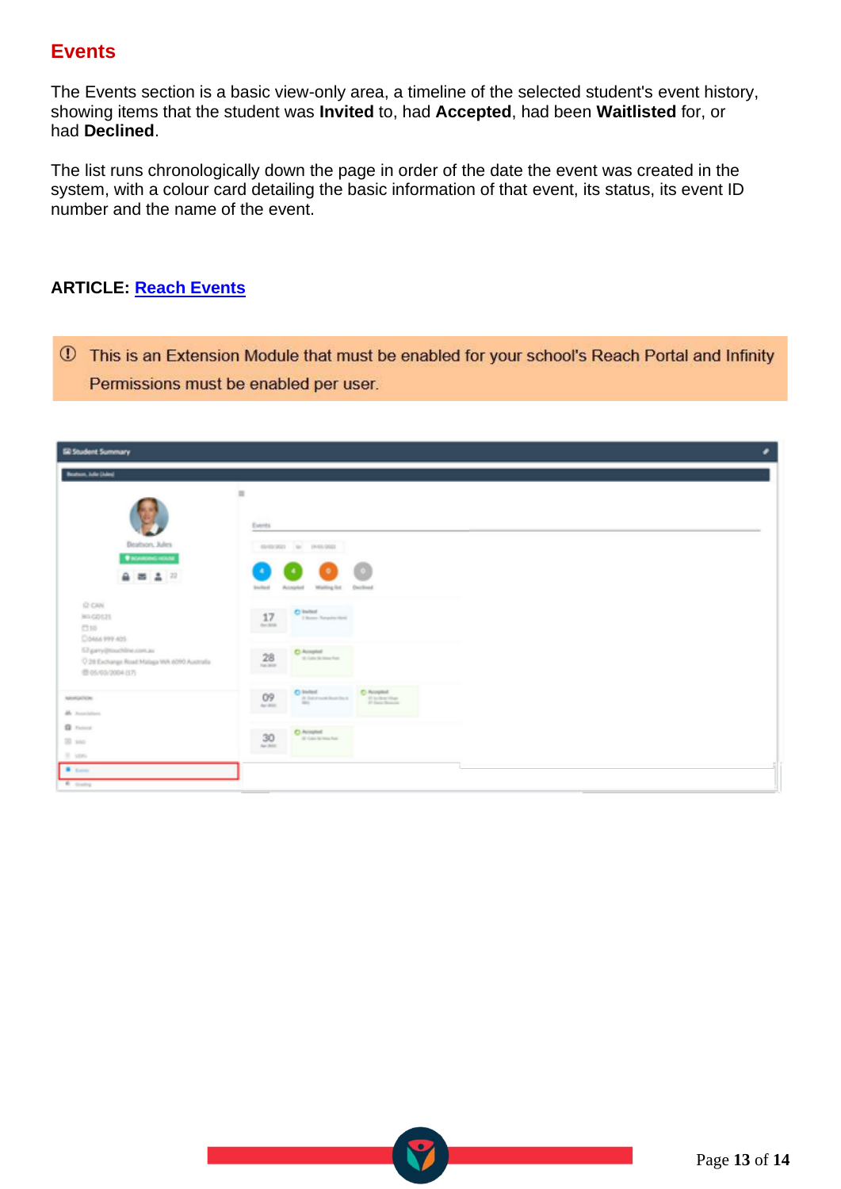## Events

The Events section is a basic view-only area, a timeline of the selected student's event history, showing items that the student was **Invited** to, had **Accepted**, had been **Waitlisted** for, or had **Declined**.

The list runs chronologically down the page in order of the date the event was created in the system, with a colour card detailing the basic information of that event, its status, its event ID number and the name of the event.

**ARTICLE: Reach Events**

> ⓘ This is an Extension Module that must be enabled for your school's Reach Portal and Infinity Permissions must be enabled per user.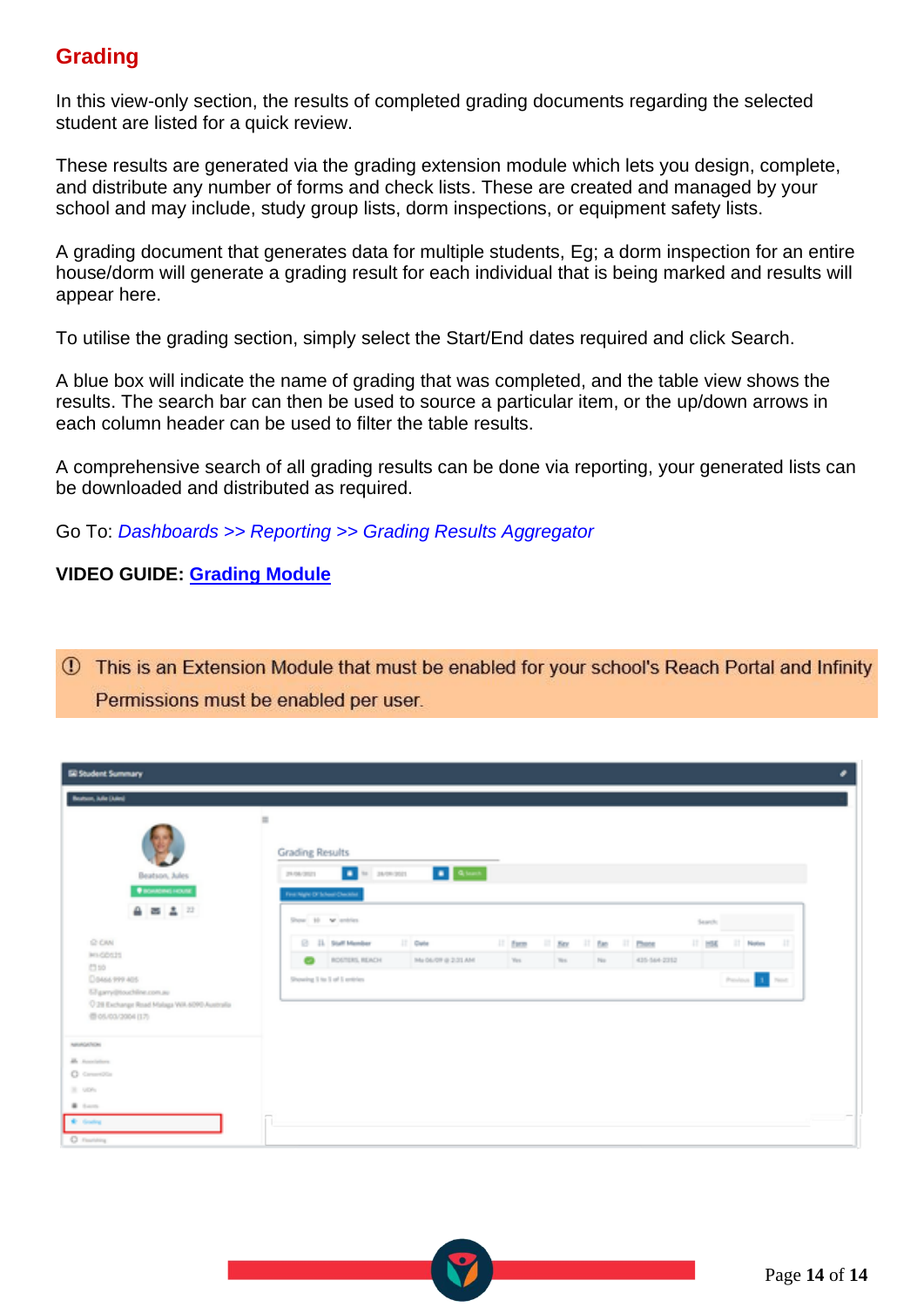## Grading

In this view-only section, the results of completed grading documents regarding the selected student are listed for a quick review.

These results are generated via the grading extension module which lets you design, complete, and distribute any number of forms and check lists. These are created and managed by your school and may include, study group lists, dorm inspections, or equipment safety lists.

A grading document that generates data for multiple students, Eg; a dorm inspection for an entire house/dorm will generate a grading result for each individual that is being marked and results will appear here.

To utilise the grading section, simply select the Start/End dates required and click Search.

A blue box will indicate the name of grading that was completed, and the table view shows the results. The search bar can then be used to source a particular item, or the up/down arrows in each column header can be used to filter the table results.

A comprehensive search of all grading results can be done via reporting, your generated lists can be downloaded and distributed as required.

Go To: *Dashboards >> Reporting >> Grading Results Aggregator*

**VIDEO GUIDE: Grading Module**

> ⓘ This is an Extension Module that must be enabled for your school's Reach Portal and Infinity Permissions must be enabled per user.